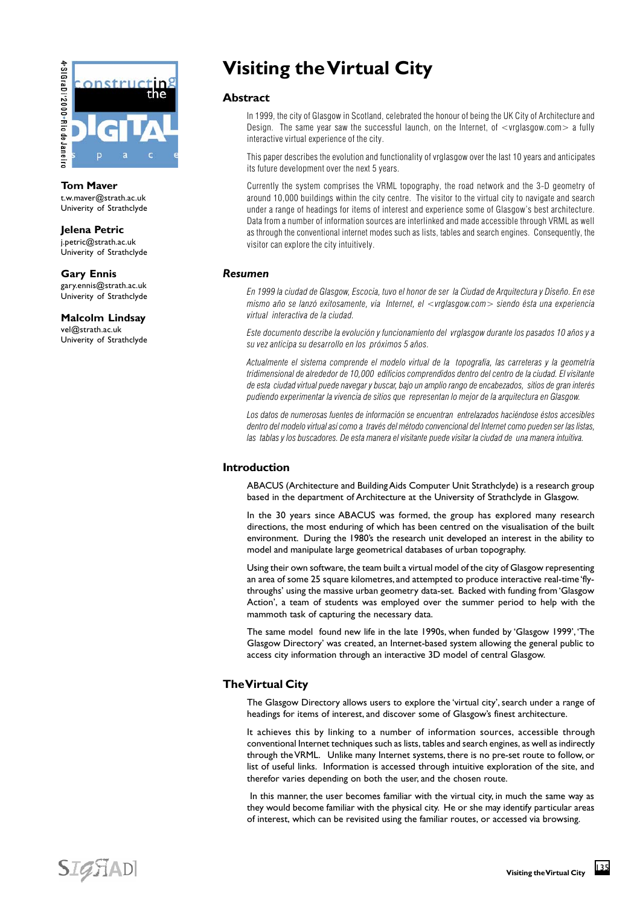# Visiting the Virtual City

**Tom Maver**
t.w.maver@strath.ac.uk
Univerity of Strathclyde

**Jelena Petric**
j.petric@strath.ac.uk
Univerity of Strathclyde

**Gary Ennis**
gary.ennis@strath.ac.uk
Univerity of Strathclyde

**Malcolm Lindsay**
vel@strath.ac.uk
Univerity of Strathclyde

## Abstract

In 1999, the city of Glasgow in Scotland, celebrated the honour of being the UK City of Architecture and Design. The same year saw the successful launch, on the Internet, of <vrglasgow.com> a fully interactive virtual experience of the city.

This paper describes the evolution and functionality of vrglasgow over the last 10 years and anticipates its future development over the next 5 years.

Currently the system comprises the VRML topography, the road network and the 3-D geometry of around 10,000 buildings within the city centre. The visitor to the virtual city to navigate and search under a range of headings for items of interest and experience some of Glasgow's best architecture. Data from a number of information sources are interlinked and made accessible through VRML as well as through the conventional internet modes such as lists, tables and search engines. Consequently, the visitor can explore the city intuitively.

## *Resumen*

*En 1999 la ciudad de Glasgow, Escocia, tuvo el honor de ser la Ciudad de Arquitectura y Diseño. En ese mismo año se lanzó exitosamente, via Internet, el <vrglasgow.com> siendo ésta una experiencia virtual interactiva de la ciudad.*

*Este documento describe la evolución y funcionamiento del vrglasgow durante los pasados 10 años y a su vez anticipa su desarrollo en los próximos 5 años.*

*Actualmente el sistema comprende el modelo virtual de la topografía, las carreteras y la geometría tridimensional de alrededor de 10,000 edificios comprendidos dentro del centro de la ciudad. El visitante de esta ciudad virtual puede navegar y buscar, bajo un amplio rango de encabezados, sitios de gran interés pudiendo experimentar la vivencia de sitios que representan lo mejor de la arquitectura en Glasgow.*

*Los datos de numerosas fuentes de información se encuentran entrelazados haciéndose éstos accesibles dentro del modelo virtual así como a través del método convencional del Internet como pueden ser las listas, las tablas y los buscadores. De esta manera el visitante puede visitar la ciudad de una manera intuitiva.*

## Introduction

ABACUS (Architecture and Building Aids Computer Unit Strathclyde) is a research group based in the department of Architecture at the University of Strathclyde in Glasgow.

In the 30 years since ABACUS was formed, the group has explored many research directions, the most enduring of which has been centred on the visualisation of the built environment. During the 1980's the research unit developed an interest in the ability to model and manipulate large geometrical databases of urban topography.

Using their own software, the team built a virtual model of the city of Glasgow representing an area of some 25 square kilometres, and attempted to produce interactive real-time 'fly-throughs' using the massive urban geometry data-set. Backed with funding from 'Glasgow Action', a team of students was employed over the summer period to help with the mammoth task of capturing the necessary data.

The same model found new life in the late 1990s, when funded by 'Glasgow 1999', 'The Glasgow Directory' was created, an Internet-based system allowing the general public to access city information through an interactive 3D model of central Glasgow.

## The Virtual City

The Glasgow Directory allows users to explore the 'virtual city', search under a range of headings for items of interest, and discover some of Glasgow's finest architecture.

It achieves this by linking to a number of information sources, accessible through conventional Internet techniques such as lists, tables and search engines, as well as indirectly through the VRML. Unlike many Internet systems, there is no pre-set route to follow, or list of useful links. Information is accessed through intuitive exploration of the site, and therefor varies depending on both the user, and the chosen route.

In this manner, the user becomes familiar with the virtual city, in much the same way as they would become familiar with the physical city. He or she may identify particular areas of interest, which can be revisited using the familiar routes, or accessed via browsing.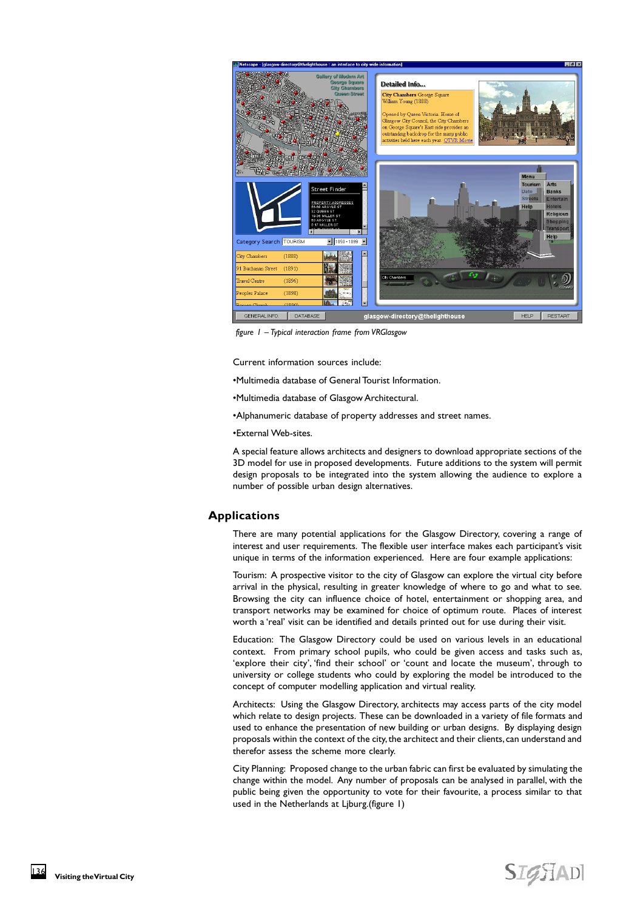*figure 1 – Typical interaction frame from VRGlasgow*

Current information sources include:

•Multimedia database of General Tourist Information.

•Multimedia database of Glasgow Architectural.

•Alphanumeric database of property addresses and street names.

•External Web-sites.

A special feature allows architects and designers to download appropriate sections of the 3D model for use in proposed developments. Future additions to the system will permit design proposals to be integrated into the system allowing the audience to explore a number of possible urban design alternatives.

## Applications

There are many potential applications for the Glasgow Directory, covering a range of interest and user requirements. The flexible user interface makes each participant's visit unique in terms of the information experienced. Here are four example applications:

Tourism: A prospective visitor to the city of Glasgow can explore the virtual city before arrival in the physical, resulting in greater knowledge of where to go and what to see. Browsing the city can influence choice of hotel, entertainment or shopping area, and transport networks may be examined for choice of optimum route. Places of interest worth a 'real' visit can be identified and details printed out for use during their visit.

Education: The Glasgow Directory could be used on various levels in an educational context. From primary school pupils, who could be given access and tasks such as, 'explore their city', 'find their school' or 'count and locate the museum', through to university or college students who could by exploring the model be introduced to the concept of computer modelling application and virtual reality.

Architects: Using the Glasgow Directory, architects may access parts of the city model which relate to design projects. These can be downloaded in a variety of file formats and used to enhance the presentation of new building or urban designs. By displaying design proposals within the context of the city, the architect and their clients, can understand and therefor assess the scheme more clearly.

City Planning: Proposed change to the urban fabric can first be evaluated by simulating the change within the model. Any number of proposals can be analysed in parallel, with the public being given the opportunity to vote for their favourite, a process similar to that used in the Netherlands at Ljburg.(figure 1)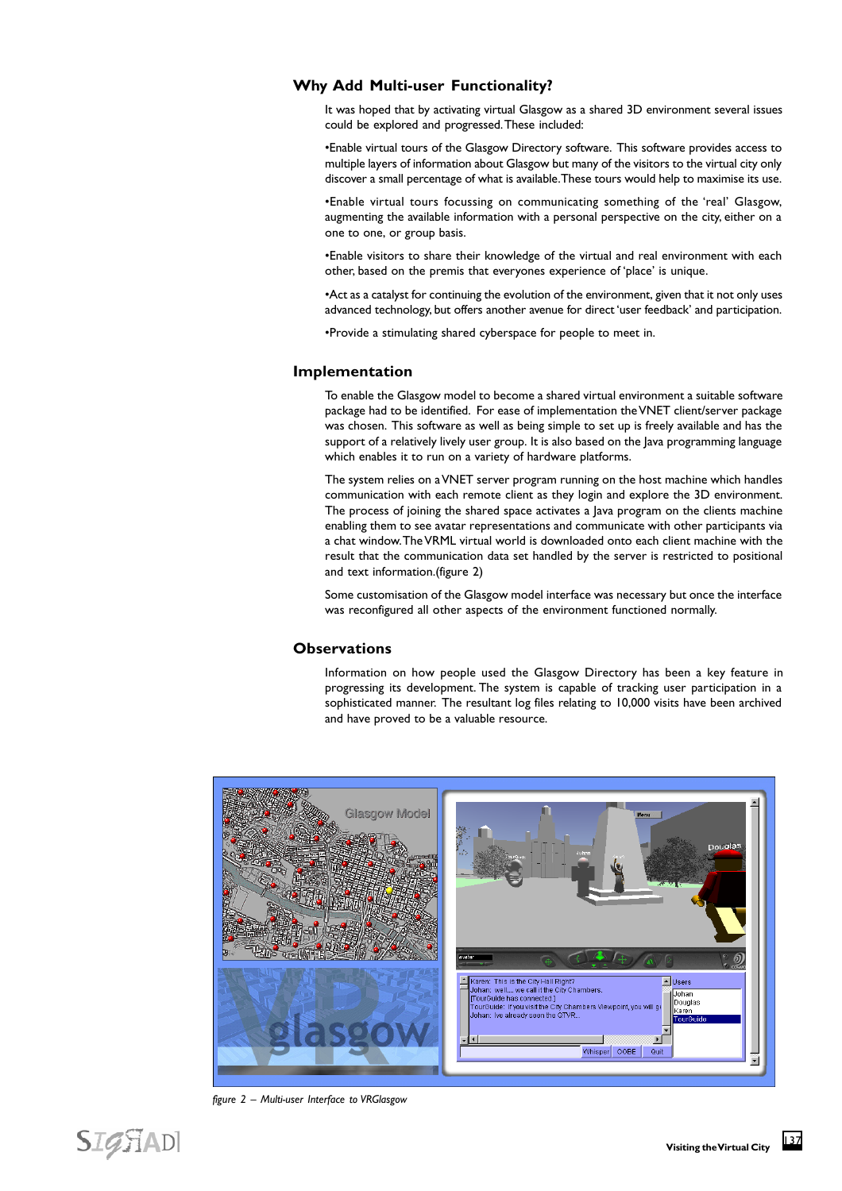## Why Add Multi-user Functionality?

It was hoped that by activating virtual Glasgow as a shared 3D environment several issues could be explored and progressed. These included:

•Enable virtual tours of the Glasgow Directory software. This software provides access to multiple layers of information about Glasgow but many of the visitors to the virtual city only discover a small percentage of what is available. These tours would help to maximise its use.

•Enable virtual tours focussing on communicating something of the 'real' Glasgow, augmenting the available information with a personal perspective on the city, either on a one to one, or group basis.

•Enable visitors to share their knowledge of the virtual and real environment with each other, based on the premis that everyones experience of 'place' is unique.

•Act as a catalyst for continuing the evolution of the environment, given that it not only uses advanced technology, but offers another avenue for direct 'user feedback' and participation.

•Provide a stimulating shared cyberspace for people to meet in.

## Implementation

To enable the Glasgow model to become a shared virtual environment a suitable software package had to be identified. For ease of implementation the VNET client/server package was chosen. This software as well as being simple to set up is freely available and has the support of a relatively lively user group. It is also based on the Java programming language which enables it to run on a variety of hardware platforms.

The system relies on a VNET server program running on the host machine which handles communication with each remote client as they login and explore the 3D environment. The process of joining the shared space activates a Java program on the clients machine enabling them to see avatar representations and communicate with other participants via a chat window. The VRML virtual world is downloaded onto each client machine with the result that the communication data set handled by the server is restricted to positional and text information.(figure 2)

Some customisation of the Glasgow model interface was necessary but once the interface was reconfigured all other aspects of the environment functioned normally.

## Observations

Information on how people used the Glasgow Directory has been a key feature in progressing its development. The system is capable of tracking user participation in a sophisticated manner. The resultant log files relating to 10,000 visits have been archived and have proved to be a valuable resource.

*figure 2 – Multi-user Interface to VRGlasgow*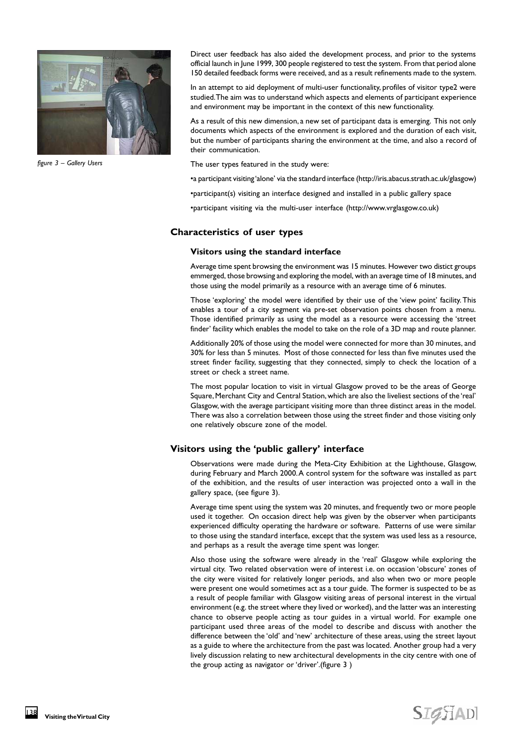*figure 3 – Gallery Users*

Direct user feedback has also aided the development process, and prior to the systems official launch in June 1999, 300 people registered to test the system. From that period alone 150 detailed feedback forms were received, and as a result refinements made to the system.

In an attempt to aid deployment of multi-user functionality, profiles of visitor type2 were studied. The aim was to understand which aspects and elements of participant experience and environment may be important in the context of this new functionality.

As a result of this new dimension, a new set of participant data is emerging. This not only documents which aspects of the environment is explored and the duration of each visit, but the number of participants sharing the environment at the time, and also a record of their communication.

The user types featured in the study were:

•a participant visiting 'alone' via the standard interface (http://iris.abacus.strath.ac.uk/glasgow)

•participant(s) visiting an interface designed and installed in a public gallery space

•participant visiting via the multi-user interface (http://www.vrglasgow.co.uk)

## Characteristics of user types

### Visitors using the standard interface

Average time spent browsing the environment was 15 minutes. However two distict groups emmerged, those browsing and exploring the model, with an average time of 18 minutes, and those using the model primarily as a resource with an average time of 6 minutes.

Those 'exploring' the model were identified by their use of the 'view point' facility. This enables a tour of a city segment via pre-set observation points chosen from a menu. Those identified primarily as using the model as a resource were accessing the 'street finder' facility which enables the model to take on the role of a 3D map and route planner.

Additionally 20% of those using the model were connected for more than 30 minutes, and 30% for less than 5 minutes. Most of those connected for less than five minutes used the street finder facility, suggesting that they connected, simply to check the location of a street or check a street name.

The most popular location to visit in virtual Glasgow proved to be the areas of George Square, Merchant City and Central Station, which are also the liveliest sections of the 'real' Glasgow, with the average participant visiting more than three distinct areas in the model. There was also a correlation between those using the street finder and those visiting only one relatively obscure zone of the model.

## Visitors using the 'public gallery' interface

Observations were made during the Meta-City Exhibition at the Lighthouse, Glasgow, during February and March 2000. A control system for the software was installed as part of the exhibition, and the results of user interaction was projected onto a wall in the gallery space, (see figure 3).

Average time spent using the system was 20 minutes, and frequently two or more people used it together. On occasion direct help was given by the observer when participants experienced difficulty operating the hardware or software. Patterns of use were similar to those using the standard interface, except that the system was used less as a resource, and perhaps as a result the average time spent was longer.

Also those using the software were already in the 'real' Glasgow while exploring the virtual city. Two related observation were of interest i.e. on occasion 'obscure' zones of the city were visited for relatively longer periods, and also when two or more people were present one would sometimes act as a tour guide. The former is suspected to be as a result of people familiar with Glasgow visiting areas of personal interest in the virtual environment (e.g. the street where they lived or worked), and the latter was an interesting chance to observe people acting as tour guides in a virtual world. For example one participant used three areas of the model to describe and discuss with another the difference between the 'old' and 'new' architecture of these areas, using the street layout as a guide to where the architecture from the past was located. Another group had a very lively discussion relating to new architectural developments in the city centre with one of the group acting as navigator or 'driver'.(figure 3 )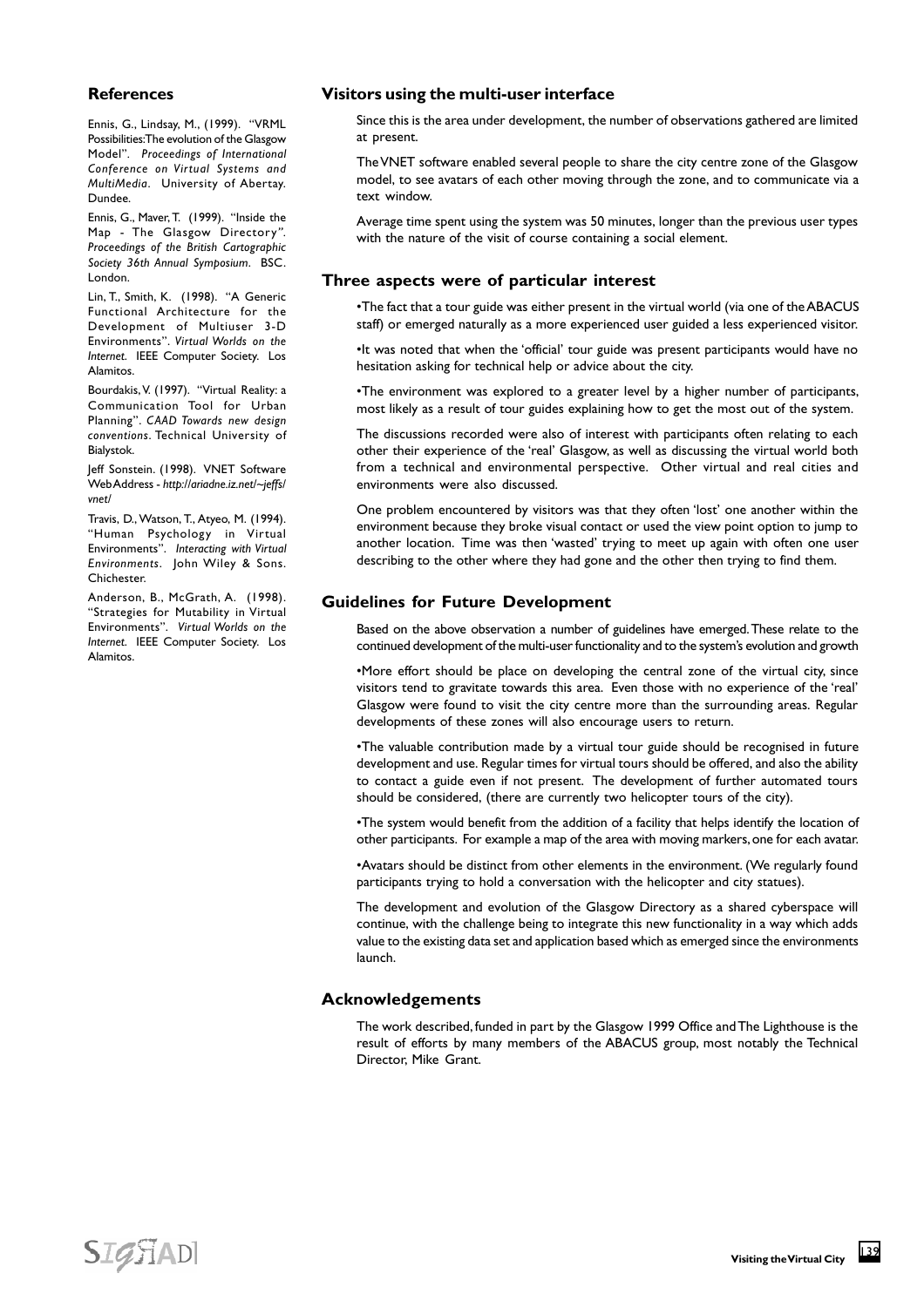## Visitors using the multi-user interface

Since this is the area under development, the number of observations gathered are limited at present.

The VNET software enabled several people to share the city centre zone of the Glasgow model, to see avatars of each other moving through the zone, and to communicate via a text window.

Average time spent using the system was 50 minutes, longer than the previous user types with the nature of the visit of course containing a social element.

## Three aspects were of particular interest

•The fact that a tour guide was either present in the virtual world (via one of the ABACUS staff) or emerged naturally as a more experienced user guided a less experienced visitor.

•It was noted that when the 'official' tour guide was present participants would have no hesitation asking for technical help or advice about the city.

•The environment was explored to a greater level by a higher number of participants, most likely as a result of tour guides explaining how to get the most out of the system.

The discussions recorded were also of interest with participants often relating to each other their experience of the 'real' Glasgow, as well as discussing the virtual world both from a technical and environmental perspective. Other virtual and real cities and environments were also discussed.

One problem encountered by visitors was that they often 'lost' one another within the environment because they broke visual contact or used the view point option to jump to another location. Time was then 'wasted' trying to meet up again with often one user describing to the other where they had gone and the other then trying to find them.

## Guidelines for Future Development

Based on the above observation a number of guidelines have emerged. These relate to the continued development of the multi-user functionality and to the system's evolution and growth

•More effort should be place on developing the central zone of the virtual city, since visitors tend to gravitate towards this area. Even those with no experience of the 'real' Glasgow were found to visit the city centre more than the surrounding areas. Regular developments of these zones will also encourage users to return.

•The valuable contribution made by a virtual tour guide should be recognised in future development and use. Regular times for virtual tours should be offered, and also the ability to contact a guide even if not present. The development of further automated tours should be considered, (there are currently two helicopter tours of the city).

•The system would benefit from the addition of a facility that helps identify the location of other participants. For example a map of the area with moving markers, one for each avatar.

•Avatars should be distinct from other elements in the environment. (We regularly found participants trying to hold a conversation with the helicopter and city statues).

The development and evolution of the Glasgow Directory as a shared cyberspace will continue, with the challenge being to integrate this new functionality in a way which adds value to the existing data set and application based which as emerged since the environments launch.

## Acknowledgements

The work described, funded in part by the Glasgow 1999 Office and The Lighthouse is the result of efforts by many members of the ABACUS group, most notably the Technical Director, Mike Grant.

## References

Ennis, G., Lindsay, M., (1999). "VRML Possibilities: The evolution of the Glasgow Model". *Proceedings of International Conference on Virtual Systems and MultiMedia*. University of Abertay. Dundee.

Ennis, G., Maver, T. (1999). "Inside the Map - The Glasgow Directory". *Proceedings of the British Cartographic Society 36th Annual Symposium*. BSC. London.

Lin, T., Smith, K. (1998). "A Generic Functional Architecture for the Development of Multiuser 3-D Environments". *Virtual Worlds on the Internet*. IEEE Computer Society. Los Alamitos.

Bourdakis, V. (1997). "Virtual Reality: a Communication Tool for Urban Planning". *CAAD Towards new design conventions*. Technical University of Bialystok.

Jeff Sonstein. (1998). VNET Software Web Address - *http://ariadne.iz.net/~jeffs/vnet/*

Travis, D., Watson, T., Atyeo, M. (1994). "Human Psychology in Virtual Environments". *Interacting with Virtual Environments*. John Wiley & Sons. Chichester.

Anderson, B., McGrath, A. (1998). "Strategies for Mutability in Virtual Environments". *Virtual Worlds on the Internet*. IEEE Computer Society. Los Alamitos.